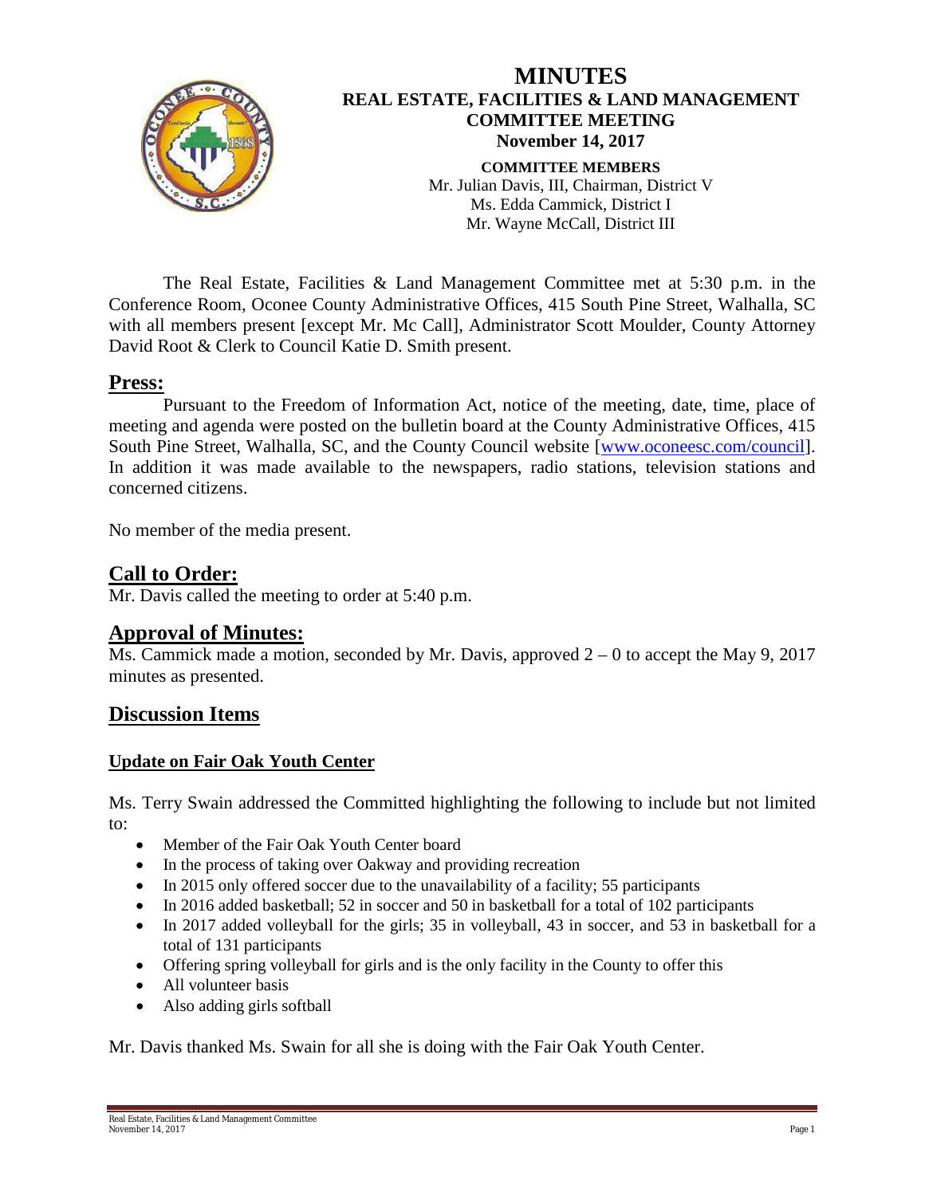# MINUTES

## REAL ESTATE, FACILITIES & LAND MANAGEMENT COMMITTEE MEETING

### November 14, 2017

**COMMITTEE MEMBERS**
Mr. Julian Davis, III, Chairman, District V
Ms. Edda Cammick, District I
Mr. Wayne McCall, District III

The Real Estate, Facilities & Land Management Committee met at 5:30 p.m. in the Conference Room, Oconee County Administrative Offices, 415 South Pine Street, Walhalla, SC with all members present [except Mr. Mc Call], Administrator Scott Moulder, County Attorney David Root & Clerk to Council Katie D. Smith present.

## Press:

Pursuant to the Freedom of Information Act, notice of the meeting, date, time, place of meeting and agenda were posted on the bulletin board at the County Administrative Offices, 415 South Pine Street, Walhalla, SC, and the County Council website [www.oconeesc.com/council]. In addition it was made available to the newspapers, radio stations, television stations and concerned citizens.

No member of the media present.

## Call to Order:

Mr. Davis called the meeting to order at 5:40 p.m.

## Approval of Minutes:

Ms. Cammick made a motion, seconded by Mr. Davis, approved 2 – 0 to accept the May 9, 2017 minutes as presented.

## Discussion Items

### Update on Fair Oak Youth Center

Ms. Terry Swain addressed the Committed highlighting the following to include but not limited to:

- Member of the Fair Oak Youth Center board
- In the process of taking over Oakway and providing recreation
- In 2015 only offered soccer due to the unavailability of a facility; 55 participants
- In 2016 added basketball; 52 in soccer and 50 in basketball for a total of 102 participants
- In 2017 added volleyball for the girls; 35 in volleyball, 43 in soccer, and 53 in basketball for a total of 131 participants
- Offering spring volleyball for girls and is the only facility in the County to offer this
- All volunteer basis
- Also adding girls softball

Mr. Davis thanked Ms. Swain for all she is doing with the Fair Oak Youth Center.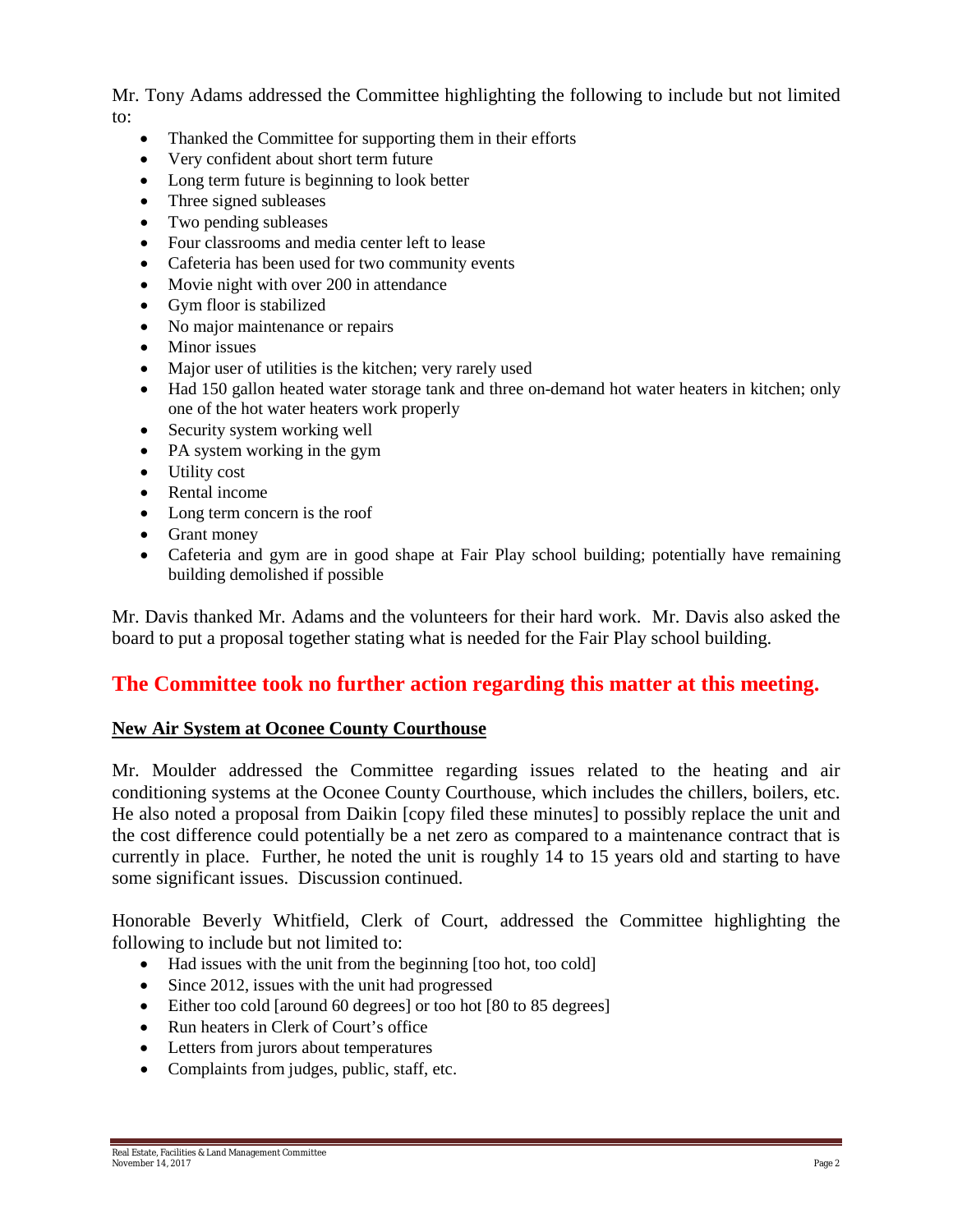Mr. Tony Adams addressed the Committee highlighting the following to include but not limited to:

- Thanked the Committee for supporting them in their efforts
- Very confident about short term future
- Long term future is beginning to look better
- Three signed subleases
- Two pending subleases
- Four classrooms and media center left to lease
- Cafeteria has been used for two community events
- Movie night with over 200 in attendance
- Gym floor is stabilized
- No major maintenance or repairs
- Minor issues
- Major user of utilities is the kitchen; very rarely used
- Had 150 gallon heated water storage tank and three on-demand hot water heaters in kitchen; only one of the hot water heaters work properly
- Security system working well
- PA system working in the gym
- Utility cost
- Rental income
- Long term concern is the roof
- Grant money
- Cafeteria and gym are in good shape at Fair Play school building; potentially have remaining building demolished if possible

Mr. Davis thanked Mr. Adams and the volunteers for their hard work. Mr. Davis also asked the board to put a proposal together stating what is needed for the Fair Play school building.

## The Committee took no further action regarding this matter at this meeting.

**New Air System at Oconee County Courthouse**

Mr. Moulder addressed the Committee regarding issues related to the heating and air conditioning systems at the Oconee County Courthouse, which includes the chillers, boilers, etc. He also noted a proposal from Daikin [copy filed these minutes] to possibly replace the unit and the cost difference could potentially be a net zero as compared to a maintenance contract that is currently in place. Further, he noted the unit is roughly 14 to 15 years old and starting to have some significant issues. Discussion continued.

Honorable Beverly Whitfield, Clerk of Court, addressed the Committee highlighting the following to include but not limited to:

- Had issues with the unit from the beginning [too hot, too cold]
- Since 2012, issues with the unit had progressed
- Either too cold [around 60 degrees] or too hot [80 to 85 degrees]
- Run heaters in Clerk of Court's office
- Letters from jurors about temperatures
- Complaints from judges, public, staff, etc.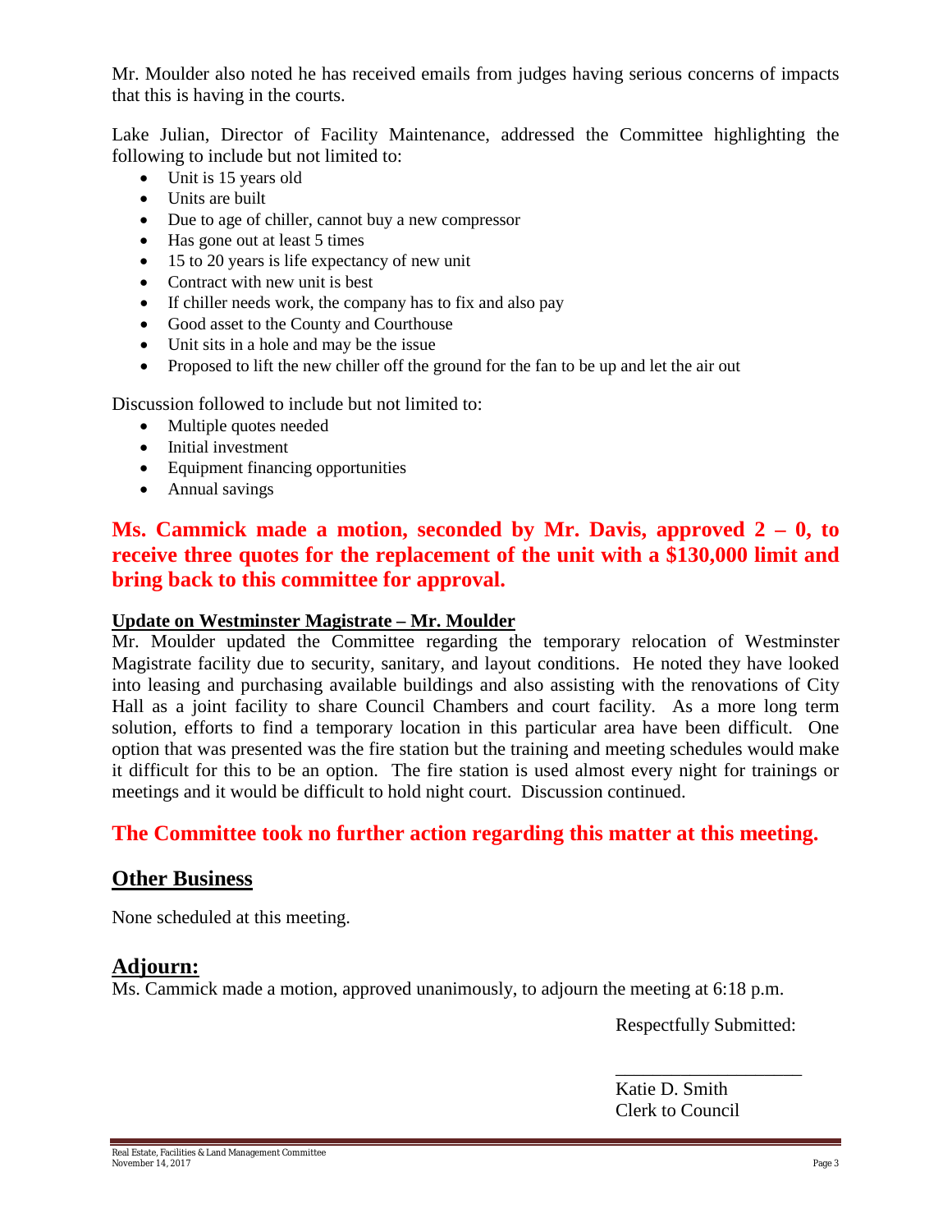Mr. Moulder also noted he has received emails from judges having serious concerns of impacts that this is having in the courts.

Lake Julian, Director of Facility Maintenance, addressed the Committee highlighting the following to include but not limited to:

- Unit is 15 years old
- Units are built
- Due to age of chiller, cannot buy a new compressor
- Has gone out at least 5 times
- 15 to 20 years is life expectancy of new unit
- Contract with new unit is best
- If chiller needs work, the company has to fix and also pay
- Good asset to the County and Courthouse
- Unit sits in a hole and may be the issue
- Proposed to lift the new chiller off the ground for the fan to be up and let the air out

Discussion followed to include but not limited to:

- Multiple quotes needed
- Initial investment
- Equipment financing opportunities
- Annual savings

**Ms. Cammick made a motion, seconded by Mr. Davis, approved 2 – 0, to receive three quotes for the replacement of the unit with a $130,000 limit and bring back to this committee for approval.**

**Update on Westminster Magistrate – Mr. Moulder**

Mr. Moulder updated the Committee regarding the temporary relocation of Westminster Magistrate facility due to security, sanitary, and layout conditions. He noted they have looked into leasing and purchasing available buildings and also assisting with the renovations of City Hall as a joint facility to share Council Chambers and court facility. As a more long term solution, efforts to find a temporary location in this particular area have been difficult. One option that was presented was the fire station but the training and meeting schedules would make it difficult for this to be an option. The fire station is used almost every night for trainings or meetings and it would be difficult to hold night court. Discussion continued.

**The Committee took no further action regarding this matter at this meeting.**

## Other Business

None scheduled at this meeting.

## Adjourn:

Ms. Cammick made a motion, approved unanimously, to adjourn the meeting at 6:18 p.m.

Respectfully Submitted:

_____________________

Katie D. Smith
Clerk to Council